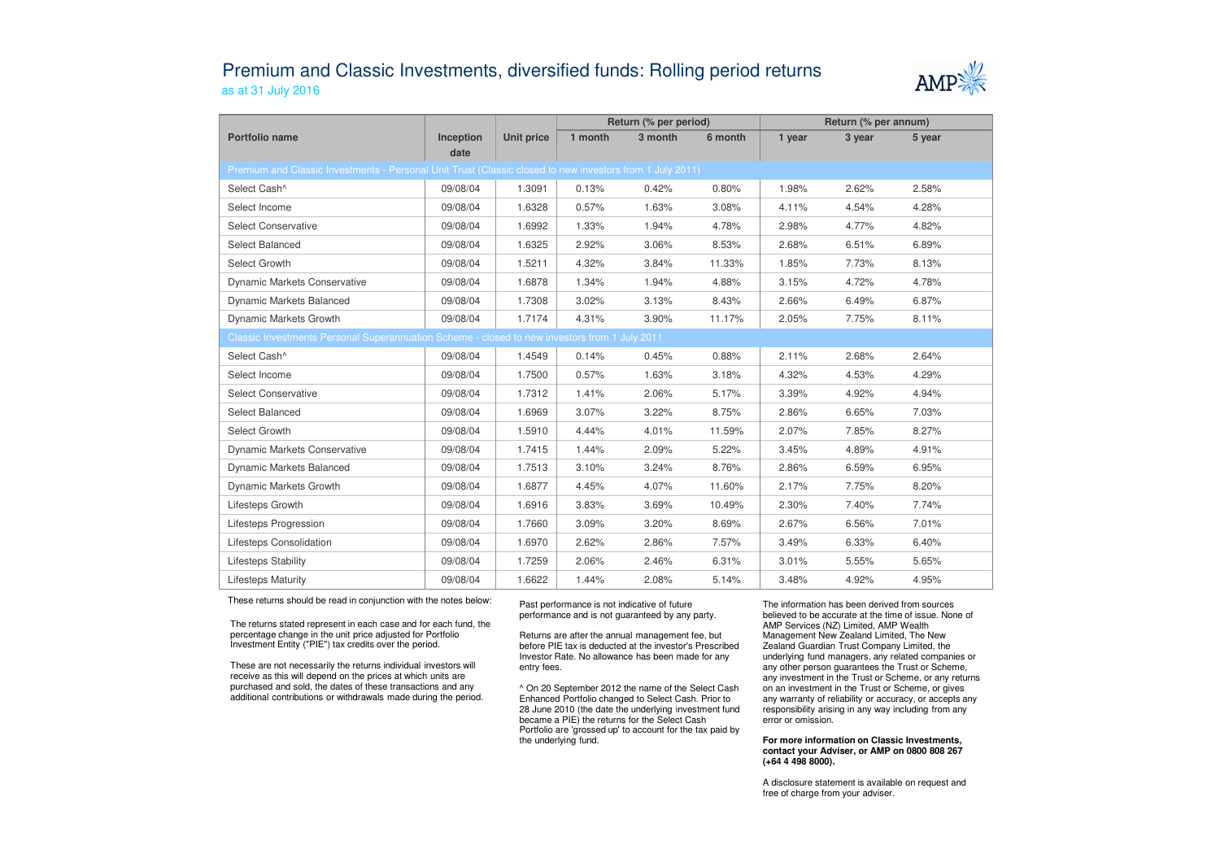# Premium and Classic Investments, diversified funds: Rolling period returns

as at 31 July 2016

| Portfolio name | Inception date | Unit price | Return (% per period) | | | Return (% per annum) | | |
|---|---|---|---|---|---|---|---|---|
| | | | 1 month | 3 month | 6 month | 1 year | 3 year | 5 year |
| **Premium and Classic Investments - Personal Unit Trust (Classic closed to new investors from 1 July 2011)** | | | | | | | | |
| Select Cash^ | 09/08/04 | 1.3091 | 0.13% | 0.42% | 0.80% | 1.98% | 2.62% | 2.58% |
| Select Income | 09/08/04 | 1.6328 | 0.57% | 1.63% | 3.08% | 4.11% | 4.54% | 4.28% |
| Select Conservative | 09/08/04 | 1.6992 | 1.33% | 1.94% | 4.78% | 2.98% | 4.77% | 4.82% |
| Select Balanced | 09/08/04 | 1.6325 | 2.92% | 3.06% | 8.53% | 2.68% | 6.51% | 6.89% |
| Select Growth | 09/08/04 | 1.5211 | 4.32% | 3.84% | 11.33% | 1.85% | 7.73% | 8.13% |
| Dynamic Markets Conservative | 09/08/04 | 1.6878 | 1.34% | 1.94% | 4.88% | 3.15% | 4.72% | 4.78% |
| Dynamic Markets Balanced | 09/08/04 | 1.7308 | 3.02% | 3.13% | 8.43% | 2.66% | 6.49% | 6.87% |
| Dynamic Markets Growth | 09/08/04 | 1.7174 | 4.31% | 3.90% | 11.17% | 2.05% | 7.75% | 8.11% |
| **Classic Investments Personal Superannuation Scheme - closed to new investors from 1 July 2011** | | | | | | | | |
| Select Cash^ | 09/08/04 | 1.4549 | 0.14% | 0.45% | 0.88% | 2.11% | 2.68% | 2.64% |
| Select Income | 09/08/04 | 1.7500 | 0.57% | 1.63% | 3.18% | 4.32% | 4.53% | 4.29% |
| Select Conservative | 09/08/04 | 1.7312 | 1.41% | 2.06% | 5.17% | 3.39% | 4.92% | 4.94% |
| Select Balanced | 09/08/04 | 1.6969 | 3.07% | 3.22% | 8.75% | 2.86% | 6.65% | 7.03% |
| Select Growth | 09/08/04 | 1.5910 | 4.44% | 4.01% | 11.59% | 2.07% | 7.85% | 8.27% |
| Dynamic Markets Conservative | 09/08/04 | 1.7415 | 1.44% | 2.09% | 5.22% | 3.45% | 4.89% | 4.91% |
| Dynamic Markets Balanced | 09/08/04 | 1.7513 | 3.10% | 3.24% | 8.76% | 2.86% | 6.59% | 6.95% |
| Dynamic Markets Growth | 09/08/04 | 1.6877 | 4.45% | 4.07% | 11.60% | 2.17% | 7.75% | 8.20% |
| Lifesteps Growth | 09/08/04 | 1.6916 | 3.83% | 3.69% | 10.49% | 2.30% | 7.40% | 7.74% |
| Lifesteps Progression | 09/08/04 | 1.7660 | 3.09% | 3.20% | 8.69% | 2.67% | 6.56% | 7.01% |
| Lifesteps Consolidation | 09/08/04 | 1.6970 | 2.62% | 2.86% | 7.57% | 3.49% | 6.33% | 6.40% |
| Lifesteps Stability | 09/08/04 | 1.7259 | 2.06% | 2.46% | 6.31% | 3.01% | 5.55% | 5.65% |
| Lifesteps Maturity | 09/08/04 | 1.6622 | 1.44% | 2.08% | 5.14% | 3.48% | 4.92% | 4.95% |

These returns should be read in conjunction with the notes below:

The returns stated represent in each case and for each fund, the percentage change in the unit price adjusted for Portfolio Investment Entity ("PIE") tax credits over the period.

These are not necessarily the returns individual investors will receive as this will depend on the prices at which units are purchased and sold, the dates of these transactions and any additional contributions or withdrawals made during the period.

Past performance is not indicative of future performance and is not guaranteed by any party.

Returns are after the annual management fee, but before PIE tax is deducted at the investor's Prescribed Investor Rate. No allowance has been made for any entry fees.

^ On 20 September 2012 the name of the Select Cash Enhanced Portfolio changed to Select Cash. Prior to 28 June 2010 (the date the underlying investment fund became a PIE) the returns for the Select Cash Portfolio are 'grossed up' to account for the tax paid by the underlying fund.

The information has been derived from sources believed to be accurate at the time of issue. None of AMP Services (NZ) Limited, AMP Wealth Management New Zealand Limited, The New Zealand Guardian Trust Company Limited, the underlying fund managers, any related companies or any other person guarantees the Trust or Scheme, any investment in the Trust or Scheme, or any returns on an investment in the Trust or Scheme, or gives any warranty of reliability or accuracy, or accepts any responsibility arising in any way including from any error or omission.

**For more information on Classic Investments, contact your Adviser, or AMP on 0800 808 267 (+64 4 498 8000).**

A disclosure statement is available on request and free of charge from your adviser.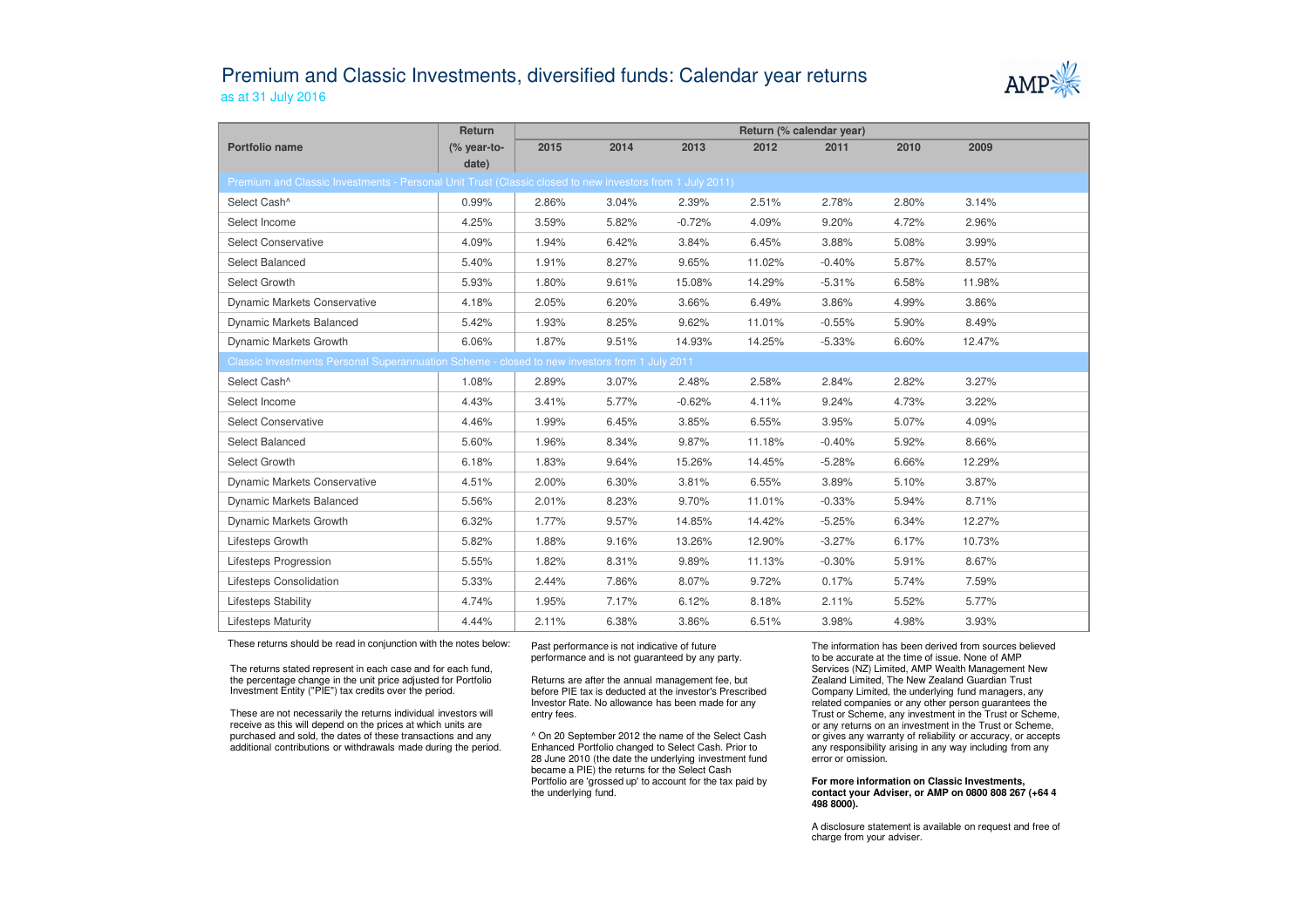# Premium and Classic Investments, diversified funds: Calendar year returns

as at 31 July 2016

| Portfolio name | Return (% year-to-date) | Return (% calendar year) | | | | | | |
|---|---|---|---|---|---|---|---|---|
| | | 2015 | 2014 | 2013 | 2012 | 2011 | 2010 | 2009 |
| **Premium and Classic Investments - Personal Unit Trust (Classic closed to new investors from 1 July 2011)** | | | | | | | | |
| Select Cash^ | 0.99% | 2.86% | 3.04% | 2.39% | 2.51% | 2.78% | 2.80% | 3.14% |
| Select Income | 4.25% | 3.59% | 5.82% | -0.72% | 4.09% | 9.20% | 4.72% | 2.96% |
| Select Conservative | 4.09% | 1.94% | 6.42% | 3.84% | 6.45% | 3.88% | 5.08% | 3.99% |
| Select Balanced | 5.40% | 1.91% | 8.27% | 9.65% | 11.02% | -0.40% | 5.87% | 8.57% |
| Select Growth | 5.93% | 1.80% | 9.61% | 15.08% | 14.29% | -5.31% | 6.58% | 11.98% |
| Dynamic Markets Conservative | 4.18% | 2.05% | 6.20% | 3.66% | 6.49% | 3.86% | 4.99% | 3.86% |
| Dynamic Markets Balanced | 5.42% | 1.93% | 8.25% | 9.62% | 11.01% | -0.55% | 5.90% | 8.49% |
| Dynamic Markets Growth | 6.06% | 1.87% | 9.51% | 14.93% | 14.25% | -5.33% | 6.60% | 12.47% |
| **Classic Investments Personal Superannuation Scheme - closed to new investors from 1 July 2011** | | | | | | | | |
| Select Cash^ | 1.08% | 2.89% | 3.07% | 2.48% | 2.58% | 2.84% | 2.82% | 3.27% |
| Select Income | 4.43% | 3.41% | 5.77% | -0.62% | 4.11% | 9.24% | 4.73% | 3.22% |
| Select Conservative | 4.46% | 1.99% | 6.45% | 3.85% | 6.55% | 3.95% | 5.07% | 4.09% |
| Select Balanced | 5.60% | 1.96% | 8.34% | 9.87% | 11.18% | -0.40% | 5.92% | 8.66% |
| Select Growth | 6.18% | 1.83% | 9.64% | 15.26% | 14.45% | -5.28% | 6.66% | 12.29% |
| Dynamic Markets Conservative | 4.51% | 2.00% | 6.30% | 3.81% | 6.55% | 3.89% | 5.10% | 3.87% |
| Dynamic Markets Balanced | 5.56% | 2.01% | 8.23% | 9.70% | 11.01% | -0.33% | 5.94% | 8.71% |
| Dynamic Markets Growth | 6.32% | 1.77% | 9.57% | 14.85% | 14.42% | -5.25% | 6.34% | 12.27% |
| Lifesteps Growth | 5.82% | 1.88% | 9.16% | 13.26% | 12.90% | -3.27% | 6.17% | 10.73% |
| Lifesteps Progression | 5.55% | 1.82% | 8.31% | 9.89% | 11.13% | -0.30% | 5.91% | 8.67% |
| Lifesteps Consolidation | 5.33% | 2.44% | 7.86% | 8.07% | 9.72% | 0.17% | 5.74% | 7.59% |
| Lifesteps Stability | 4.74% | 1.95% | 7.17% | 6.12% | 8.18% | 2.11% | 5.52% | 5.77% |
| Lifesteps Maturity | 4.44% | 2.11% | 6.38% | 3.86% | 6.51% | 3.98% | 4.98% | 3.93% |

These returns should be read in conjunction with the notes below:

The returns stated represent in each case and for each fund, the percentage change in the unit price adjusted for Portfolio Investment Entity ("PIE") tax credits over the period.

These are not necessarily the returns individual investors will receive as this will depend on the prices at which units are purchased and sold, the dates of these transactions and any additional contributions or withdrawals made during the period.

Past performance is not indicative of future performance and is not guaranteed by any party.

Returns are after the annual management fee, but before PIE tax is deducted at the investor's Prescribed Investor Rate. No allowance has been made for any entry fees.

^ On 20 September 2012 the name of the Select Cash Enhanced Portfolio changed to Select Cash. Prior to 28 June 2010 (the date the underlying investment fund became a PIE) the returns for the Select Cash Portfolio are 'grossed up' to account for the tax paid by the underlying fund.

The information has been derived from sources believed to be accurate at the time of issue. None of AMP Services (NZ) Limited, AMP Wealth Management New Zealand Limited, The New Zealand Guardian Trust Company Limited, the underlying fund managers, any related companies or any other person guarantees the Trust or Scheme, any investment in the Trust or Scheme, or any returns on an investment in the Trust or Scheme, or gives any warranty of reliability or accuracy, or accepts any responsibility arising in any way including from any error or omission.

**For more information on Classic Investments, contact your Adviser, or AMP on 0800 808 267 (+64 4 498 8000).**

A disclosure statement is available on request and free of charge from your adviser.